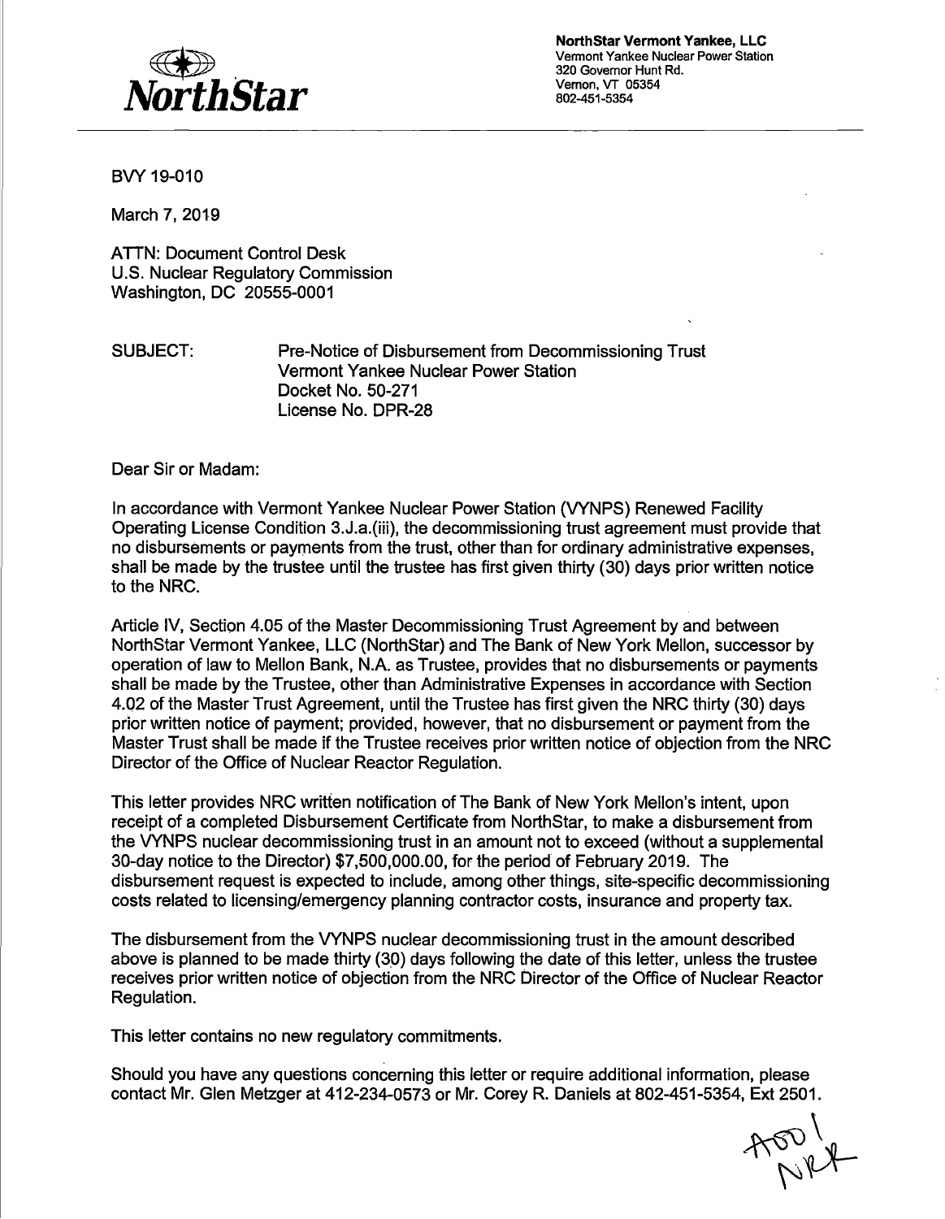**NorthStar**

**NorthStar Vermont Yankee, LLC**
Vermont Yankee Nuclear Power Station
320 Governor Hunt Rd.
Vernon, VT 05354
802-451-5354

---

BVY 19-010

March 7, 2019

ATTN: Document Control Desk
U.S. Nuclear Regulatory Commission
Washington, DC 20555-0001

SUBJECT: Pre-Notice of Disbursement from Decommissioning Trust
Vermont Yankee Nuclear Power Station
Docket No. 50-271
License No. DPR-28

Dear Sir or Madam:

In accordance with Vermont Yankee Nuclear Power Station (VYNPS) Renewed Facility Operating License Condition 3.J.a.(iii), the decommissioning trust agreement must provide that no disbursements or payments from the trust, other than for ordinary administrative expenses, shall be made by the trustee until the trustee has first given thirty (30) days prior written notice to the NRC.

Article IV, Section 4.05 of the Master Decommissioning Trust Agreement by and between NorthStar Vermont Yankee, LLC (NorthStar) and The Bank of New York Mellon, successor by operation of law to Mellon Bank, N.A. as Trustee, provides that no disbursements or payments shall be made by the Trustee, other than Administrative Expenses in accordance with Section 4.02 of the Master Trust Agreement, until the Trustee has first given the NRC thirty (30) days prior written notice of payment; provided, however, that no disbursement or payment from the Master Trust shall be made if the Trustee receives prior written notice of objection from the NRC Director of the Office of Nuclear Reactor Regulation.

This letter provides NRC written notification of The Bank of New York Mellon's intent, upon receipt of a completed Disbursement Certificate from NorthStar, to make a disbursement from the VYNPS nuclear decommissioning trust in an amount not to exceed (without a supplemental 30-day notice to the Director) $7,500,000.00, for the period of February 2019. The disbursement request is expected to include, among other things, site-specific decommissioning costs related to licensing/emergency planning contractor costs, insurance and property tax.

The disbursement from the VYNPS nuclear decommissioning trust in the amount described above is planned to be made thirty (30) days following the date of this letter, unless the trustee receives prior written notice of objection from the NRC Director of the Office of Nuclear Reactor Regulation.

This letter contains no new regulatory commitments.

Should you have any questions concerning this letter or require additional information, please contact Mr. Glen Metzger at 412-234-0573 or Mr. Corey R. Daniels at 802-451-5354, Ext 2501.

A001
NRR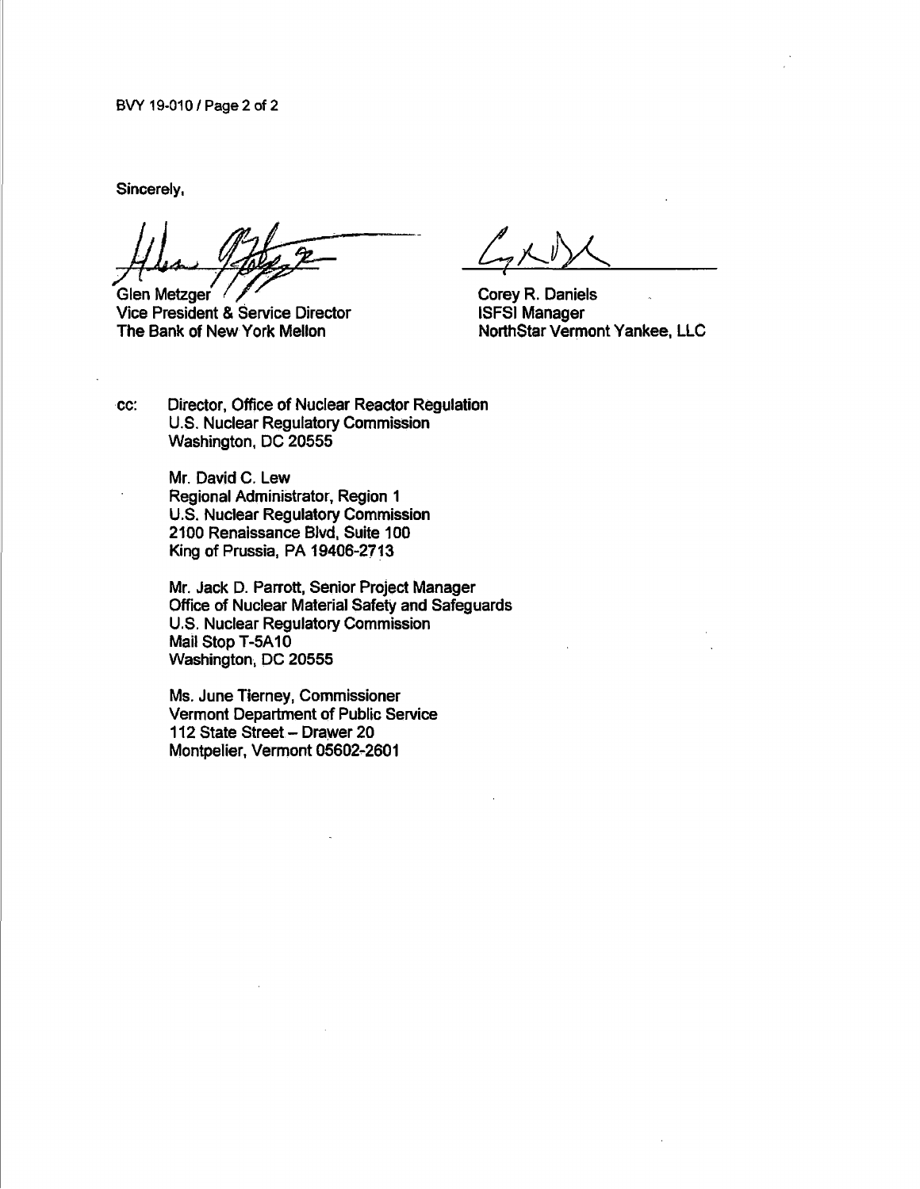Sincerely,

Glen Metzger
Vice President & Service Director
The Bank of New York Mellon

Corey R. Daniels
ISFSI Manager
NorthStar Vermont Yankee, LLC

cc: Director, Office of Nuclear Reactor Regulation
U.S. Nuclear Regulatory Commission
Washington, DC 20555

Mr. David C. Lew
Regional Administrator, Region 1
U.S. Nuclear Regulatory Commission
2100 Renaissance Blvd, Suite 100
King of Prussia, PA 19406-2713

Mr. Jack D. Parrott, Senior Project Manager
Office of Nuclear Material Safety and Safeguards
U.S. Nuclear Regulatory Commission
Mail Stop T-5A10
Washington, DC 20555

Ms. June Tierney, Commissioner
Vermont Department of Public Service
112 State Street – Drawer 20
Montpelier, Vermont 05602-2601